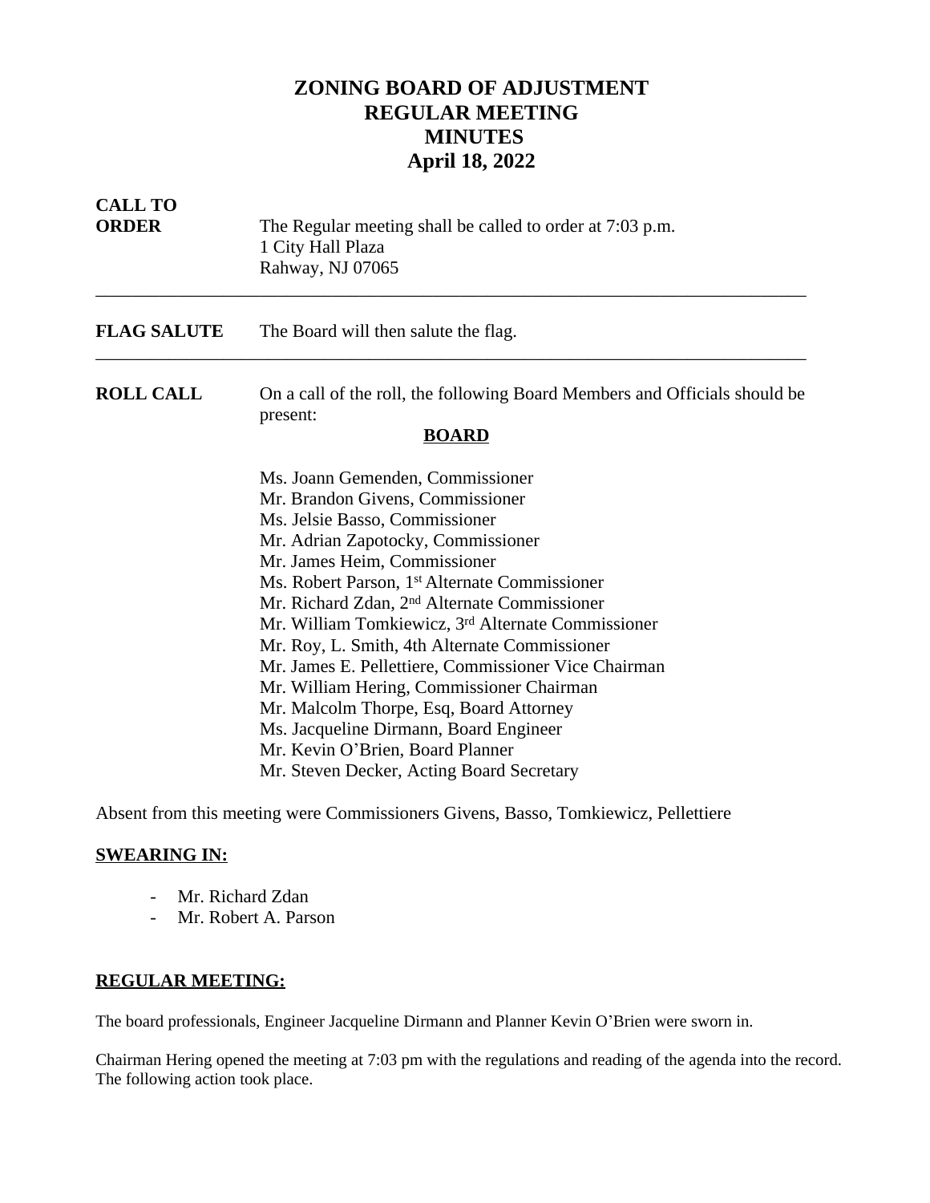# ZONING BOARD OF ADJUSTMENT
# REGULAR MEETING
# MINUTES
# April 18, 2022

**CALL TO ORDER**

The Regular meeting shall be called to order at 7:03 p.m.
1 City Hall Plaza
Rahway, NJ 07065

---

**FLAG SALUTE** The Board will then salute the flag.

---

**ROLL CALL** On a call of the roll, the following Board Members and Officials should be present:

**BOARD**

Ms. Joann Gemenden, Commissioner
Mr. Brandon Givens, Commissioner
Ms. Jelsie Basso, Commissioner
Mr. Adrian Zapotocky, Commissioner
Mr. James Heim, Commissioner
Ms. Robert Parson, 1st Alternate Commissioner
Mr. Richard Zdan, 2nd Alternate Commissioner
Mr. William Tomkiewicz, 3rd Alternate Commissioner
Mr. Roy, L. Smith, 4th Alternate Commissioner
Mr. James E. Pellettiere, Commissioner Vice Chairman
Mr. William Hering, Commissioner Chairman
Mr. Malcolm Thorpe, Esq, Board Attorney
Ms. Jacqueline Dirmann, Board Engineer
Mr. Kevin O'Brien, Board Planner
Mr. Steven Decker, Acting Board Secretary

Absent from this meeting were Commissioners Givens, Basso, Tomkiewicz, Pellettiere

**SWEARING IN:**

- Mr. Richard Zdan
- Mr. Robert A. Parson

**REGULAR MEETING:**

The board professionals, Engineer Jacqueline Dirmann and Planner Kevin O'Brien were sworn in.

Chairman Hering opened the meeting at 7:03 pm with the regulations and reading of the agenda into the record. The following action took place.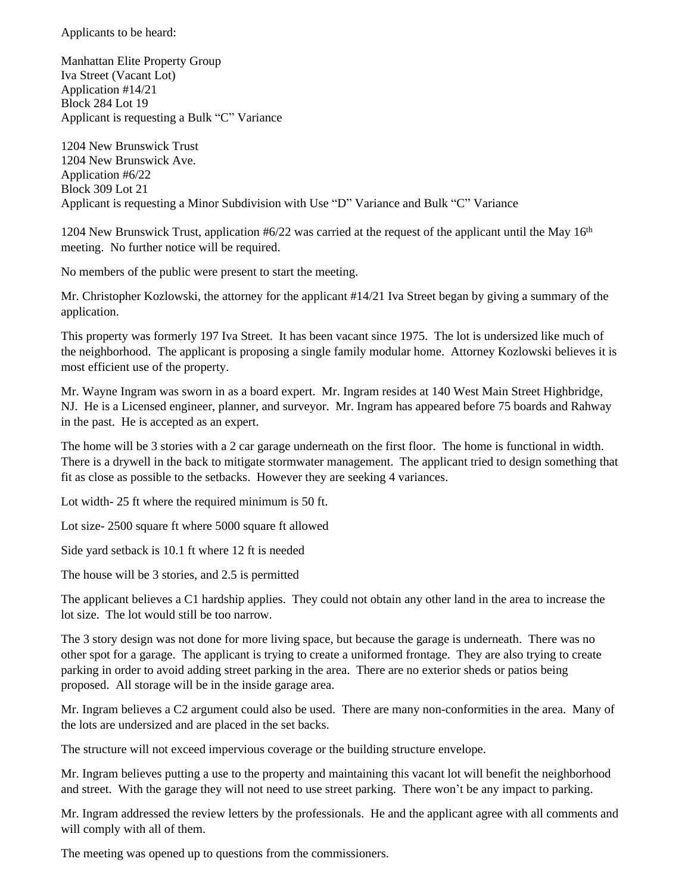Applicants to be heard:

Manhattan Elite Property Group
Iva Street (Vacant Lot)
Application #14/21
Block 284 Lot 19
Applicant is requesting a Bulk "C" Variance

1204 New Brunswick Trust
1204 New Brunswick Ave.
Application #6/22
Block 309 Lot 21
Applicant is requesting a Minor Subdivision with Use "D" Variance and Bulk "C" Variance

1204 New Brunswick Trust, application #6/22 was carried at the request of the applicant until the May 16th meeting. No further notice will be required.

No members of the public were present to start the meeting.

Mr. Christopher Kozlowski, the attorney for the applicant #14/21 Iva Street began by giving a summary of the application.

This property was formerly 197 Iva Street. It has been vacant since 1975. The lot is undersized like much of the neighborhood. The applicant is proposing a single family modular home. Attorney Kozlowski believes it is most efficient use of the property.

Mr. Wayne Ingram was sworn in as a board expert. Mr. Ingram resides at 140 West Main Street Highbridge, NJ. He is a Licensed engineer, planner, and surveyor. Mr. Ingram has appeared before 75 boards and Rahway in the past. He is accepted as an expert.

The home will be 3 stories with a 2 car garage underneath on the first floor. The home is functional in width. There is a drywell in the back to mitigate stormwater management. The applicant tried to design something that fit as close as possible to the setbacks. However they are seeking 4 variances.

Lot width- 25 ft where the required minimum is 50 ft.

Lot size- 2500 square ft where 5000 square ft allowed

Side yard setback is 10.1 ft where 12 ft is needed

The house will be 3 stories, and 2.5 is permitted

The applicant believes a C1 hardship applies. They could not obtain any other land in the area to increase the lot size. The lot would still be too narrow.

The 3 story design was not done for more living space, but because the garage is underneath. There was no other spot for a garage. The applicant is trying to create a uniformed frontage. They are also trying to create parking in order to avoid adding street parking in the area. There are no exterior sheds or patios being proposed. All storage will be in the inside garage area.

Mr. Ingram believes a C2 argument could also be used. There are many non-conformities in the area. Many of the lots are undersized and are placed in the set backs.

The structure will not exceed impervious coverage or the building structure envelope.

Mr. Ingram believes putting a use to the property and maintaining this vacant lot will benefit the neighborhood and street. With the garage they will not need to use street parking. There won't be any impact to parking.

Mr. Ingram addressed the review letters by the professionals. He and the applicant agree with all comments and will comply with all of them.

The meeting was opened up to questions from the commissioners.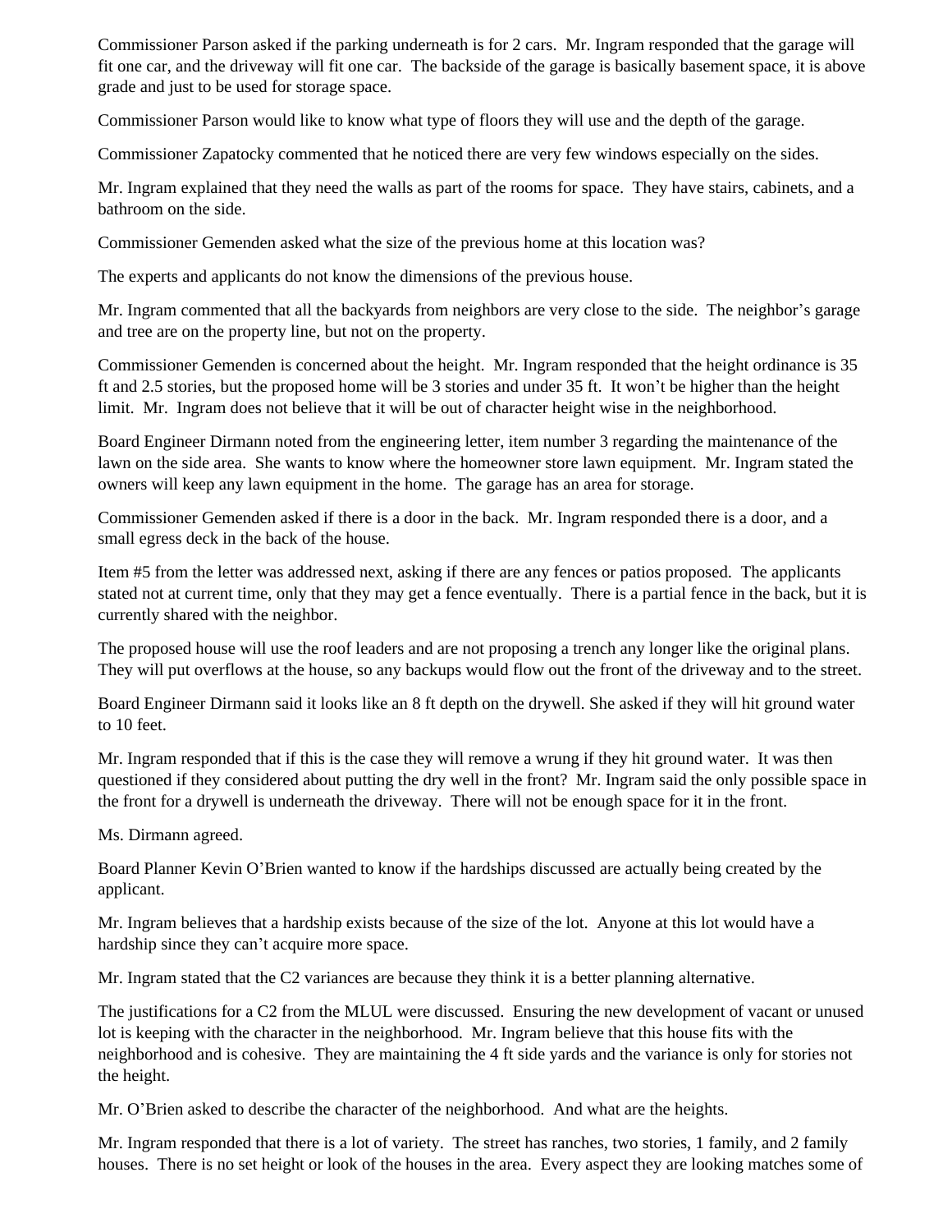Commissioner Parson asked if the parking underneath is for 2 cars. Mr. Ingram responded that the garage will fit one car, and the driveway will fit one car. The backside of the garage is basically basement space, it is above grade and just to be used for storage space.

Commissioner Parson would like to know what type of floors they will use and the depth of the garage.

Commissioner Zapatocky commented that he noticed there are very few windows especially on the sides.

Mr. Ingram explained that they need the walls as part of the rooms for space. They have stairs, cabinets, and a bathroom on the side.

Commissioner Gemenden asked what the size of the previous home at this location was?

The experts and applicants do not know the dimensions of the previous house.

Mr. Ingram commented that all the backyards from neighbors are very close to the side. The neighbor's garage and tree are on the property line, but not on the property.

Commissioner Gemenden is concerned about the height. Mr. Ingram responded that the height ordinance is 35 ft and 2.5 stories, but the proposed home will be 3 stories and under 35 ft. It won't be higher than the height limit. Mr. Ingram does not believe that it will be out of character height wise in the neighborhood.

Board Engineer Dirmann noted from the engineering letter, item number 3 regarding the maintenance of the lawn on the side area. She wants to know where the homeowner store lawn equipment. Mr. Ingram stated the owners will keep any lawn equipment in the home. The garage has an area for storage.

Commissioner Gemenden asked if there is a door in the back. Mr. Ingram responded there is a door, and a small egress deck in the back of the house.

Item #5 from the letter was addressed next, asking if there are any fences or patios proposed. The applicants stated not at current time, only that they may get a fence eventually. There is a partial fence in the back, but it is currently shared with the neighbor.

The proposed house will use the roof leaders and are not proposing a trench any longer like the original plans. They will put overflows at the house, so any backups would flow out the front of the driveway and to the street.

Board Engineer Dirmann said it looks like an 8 ft depth on the drywell. She asked if they will hit ground water to 10 feet.

Mr. Ingram responded that if this is the case they will remove a wrung if they hit ground water. It was then questioned if they considered about putting the dry well in the front? Mr. Ingram said the only possible space in the front for a drywell is underneath the driveway. There will not be enough space for it in the front.

Ms. Dirmann agreed.

Board Planner Kevin O'Brien wanted to know if the hardships discussed are actually being created by the applicant.

Mr. Ingram believes that a hardship exists because of the size of the lot. Anyone at this lot would have a hardship since they can't acquire more space.

Mr. Ingram stated that the C2 variances are because they think it is a better planning alternative.

The justifications for a C2 from the MLUL were discussed. Ensuring the new development of vacant or unused lot is keeping with the character in the neighborhood. Mr. Ingram believe that this house fits with the neighborhood and is cohesive. They are maintaining the 4 ft side yards and the variance is only for stories not the height.

Mr. O'Brien asked to describe the character of the neighborhood. And what are the heights.

Mr. Ingram responded that there is a lot of variety. The street has ranches, two stories, 1 family, and 2 family houses. There is no set height or look of the houses in the area. Every aspect they are looking matches some of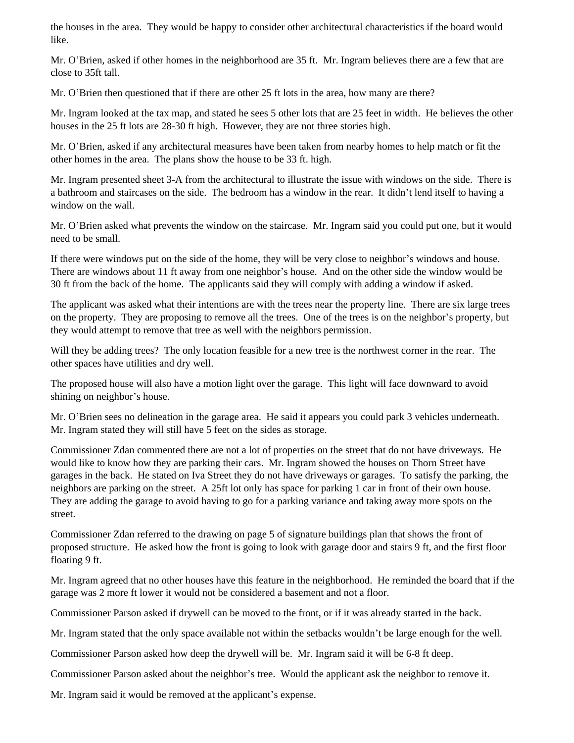the houses in the area. They would be happy to consider other architectural characteristics if the board would like.

Mr. O'Brien, asked if other homes in the neighborhood are 35 ft. Mr. Ingram believes there are a few that are close to 35ft tall.

Mr. O'Brien then questioned that if there are other 25 ft lots in the area, how many are there?

Mr. Ingram looked at the tax map, and stated he sees 5 other lots that are 25 feet in width. He believes the other houses in the 25 ft lots are 28-30 ft high. However, they are not three stories high.

Mr. O'Brien, asked if any architectural measures have been taken from nearby homes to help match or fit the other homes in the area. The plans show the house to be 33 ft. high.

Mr. Ingram presented sheet 3-A from the architectural to illustrate the issue with windows on the side. There is a bathroom and staircases on the side. The bedroom has a window in the rear. It didn't lend itself to having a window on the wall.

Mr. O'Brien asked what prevents the window on the staircase. Mr. Ingram said you could put one, but it would need to be small.

If there were windows put on the side of the home, they will be very close to neighbor's windows and house. There are windows about 11 ft away from one neighbor's house. And on the other side the window would be 30 ft from the back of the home. The applicants said they will comply with adding a window if asked.

The applicant was asked what their intentions are with the trees near the property line. There are six large trees on the property. They are proposing to remove all the trees. One of the trees is on the neighbor's property, but they would attempt to remove that tree as well with the neighbors permission.

Will they be adding trees? The only location feasible for a new tree is the northwest corner in the rear. The other spaces have utilities and dry well.

The proposed house will also have a motion light over the garage. This light will face downward to avoid shining on neighbor's house.

Mr. O'Brien sees no delineation in the garage area. He said it appears you could park 3 vehicles underneath. Mr. Ingram stated they will still have 5 feet on the sides as storage.

Commissioner Zdan commented there are not a lot of properties on the street that do not have driveways. He would like to know how they are parking their cars. Mr. Ingram showed the houses on Thorn Street have garages in the back. He stated on Iva Street they do not have driveways or garages. To satisfy the parking, the neighbors are parking on the street. A 25ft lot only has space for parking 1 car in front of their own house. They are adding the garage to avoid having to go for a parking variance and taking away more spots on the street.

Commissioner Zdan referred to the drawing on page 5 of signature buildings plan that shows the front of proposed structure. He asked how the front is going to look with garage door and stairs 9 ft, and the first floor floating 9 ft.

Mr. Ingram agreed that no other houses have this feature in the neighborhood. He reminded the board that if the garage was 2 more ft lower it would not be considered a basement and not a floor.

Commissioner Parson asked if drywell can be moved to the front, or if it was already started in the back.

Mr. Ingram stated that the only space available not within the setbacks wouldn't be large enough for the well.

Commissioner Parson asked how deep the drywell will be. Mr. Ingram said it will be 6-8 ft deep.

Commissioner Parson asked about the neighbor's tree. Would the applicant ask the neighbor to remove it.

Mr. Ingram said it would be removed at the applicant's expense.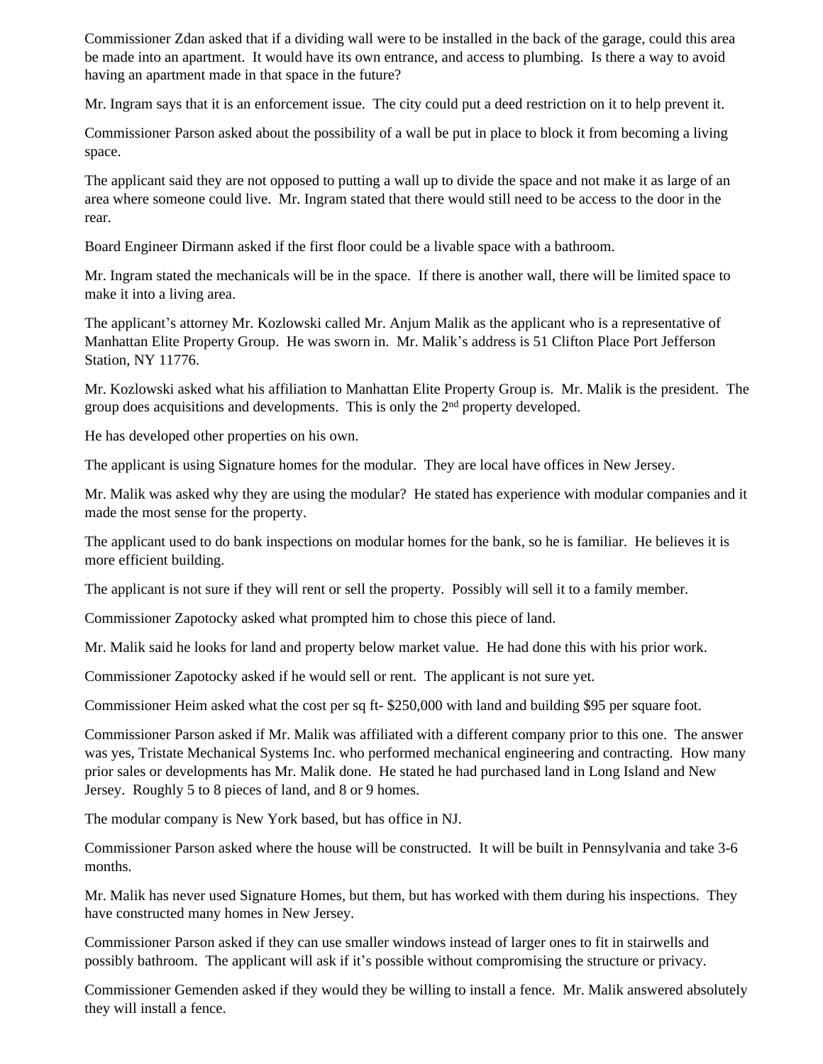Commissioner Zdan asked that if a dividing wall were to be installed in the back of the garage, could this area be made into an apartment. It would have its own entrance, and access to plumbing. Is there a way to avoid having an apartment made in that space in the future?

Mr. Ingram says that it is an enforcement issue. The city could put a deed restriction on it to help prevent it.

Commissioner Parson asked about the possibility of a wall be put in place to block it from becoming a living space.

The applicant said they are not opposed to putting a wall up to divide the space and not make it as large of an area where someone could live. Mr. Ingram stated that there would still need to be access to the door in the rear.

Board Engineer Dirmann asked if the first floor could be a livable space with a bathroom.

Mr. Ingram stated the mechanicals will be in the space. If there is another wall, there will be limited space to make it into a living area.

The applicant's attorney Mr. Kozlowski called Mr. Anjum Malik as the applicant who is a representative of Manhattan Elite Property Group. He was sworn in. Mr. Malik's address is 51 Clifton Place Port Jefferson Station, NY 11776.

Mr. Kozlowski asked what his affiliation to Manhattan Elite Property Group is. Mr. Malik is the president. The group does acquisitions and developments. This is only the 2nd property developed.

He has developed other properties on his own.

The applicant is using Signature homes for the modular. They are local have offices in New Jersey.

Mr. Malik was asked why they are using the modular? He stated has experience with modular companies and it made the most sense for the property.

The applicant used to do bank inspections on modular homes for the bank, so he is familiar. He believes it is more efficient building.

The applicant is not sure if they will rent or sell the property. Possibly will sell it to a family member.

Commissioner Zapotocky asked what prompted him to chose this piece of land.

Mr. Malik said he looks for land and property below market value. He had done this with his prior work.

Commissioner Zapotocky asked if he would sell or rent. The applicant is not sure yet.

Commissioner Heim asked what the cost per sq ft- $250,000 with land and building $95 per square foot.

Commissioner Parson asked if Mr. Malik was affiliated with a different company prior to this one. The answer was yes, Tristate Mechanical Systems Inc. who performed mechanical engineering and contracting. How many prior sales or developments has Mr. Malik done. He stated he had purchased land in Long Island and New Jersey. Roughly 5 to 8 pieces of land, and 8 or 9 homes.

The modular company is New York based, but has office in NJ.

Commissioner Parson asked where the house will be constructed. It will be built in Pennsylvania and take 3-6 months.

Mr. Malik has never used Signature Homes, but them, but has worked with them during his inspections. They have constructed many homes in New Jersey.

Commissioner Parson asked if they can use smaller windows instead of larger ones to fit in stairwells and possibly bathroom. The applicant will ask if it's possible without compromising the structure or privacy.

Commissioner Gemenden asked if they would they be willing to install a fence. Mr. Malik answered absolutely they will install a fence.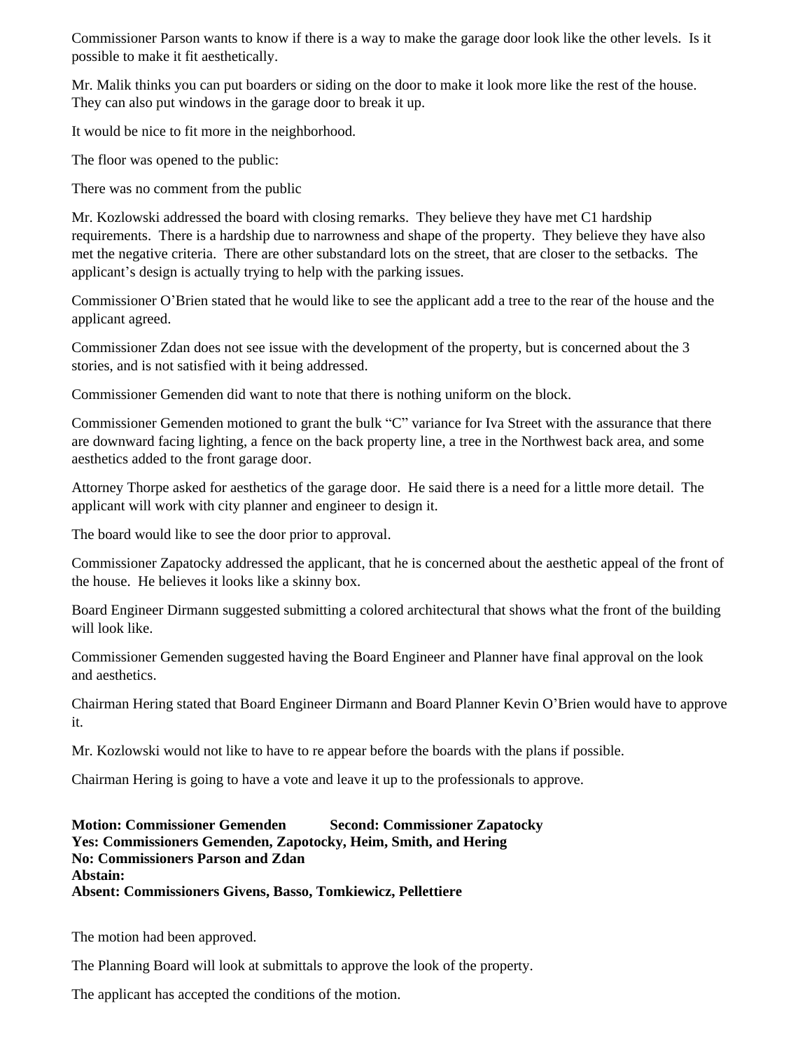Commissioner Parson wants to know if there is a way to make the garage door look like the other levels. Is it possible to make it fit aesthetically.

Mr. Malik thinks you can put boarders or siding on the door to make it look more like the rest of the house. They can also put windows in the garage door to break it up.

It would be nice to fit more in the neighborhood.

The floor was opened to the public:

There was no comment from the public

Mr. Kozlowski addressed the board with closing remarks. They believe they have met C1 hardship requirements. There is a hardship due to narrowness and shape of the property. They believe they have also met the negative criteria. There are other substandard lots on the street, that are closer to the setbacks. The applicant's design is actually trying to help with the parking issues.

Commissioner O'Brien stated that he would like to see the applicant add a tree to the rear of the house and the applicant agreed.

Commissioner Zdan does not see issue with the development of the property, but is concerned about the 3 stories, and is not satisfied with it being addressed.

Commissioner Gemenden did want to note that there is nothing uniform on the block.

Commissioner Gemenden motioned to grant the bulk "C" variance for Iva Street with the assurance that there are downward facing lighting, a fence on the back property line, a tree in the Northwest back area, and some aesthetics added to the front garage door.

Attorney Thorpe asked for aesthetics of the garage door. He said there is a need for a little more detail. The applicant will work with city planner and engineer to design it.

The board would like to see the door prior to approval.

Commissioner Zapatocky addressed the applicant, that he is concerned about the aesthetic appeal of the front of the house. He believes it looks like a skinny box.

Board Engineer Dirmann suggested submitting a colored architectural that shows what the front of the building will look like.

Commissioner Gemenden suggested having the Board Engineer and Planner have final approval on the look and aesthetics.

Chairman Hering stated that Board Engineer Dirmann and Board Planner Kevin O'Brien would have to approve it.

Mr. Kozlowski would not like to have to re appear before the boards with the plans if possible.

Chairman Hering is going to have a vote and leave it up to the professionals to approve.

**Motion: Commissioner Gemenden Second: Commissioner Zapatocky**
**Yes: Commissioners Gemenden, Zapotocky, Heim, Smith, and Hering**
**No: Commissioners Parson and Zdan**
**Abstain:**
**Absent: Commissioners Givens, Basso, Tomkiewicz, Pellettiere**

The motion had been approved.

The Planning Board will look at submittals to approve the look of the property.

The applicant has accepted the conditions of the motion.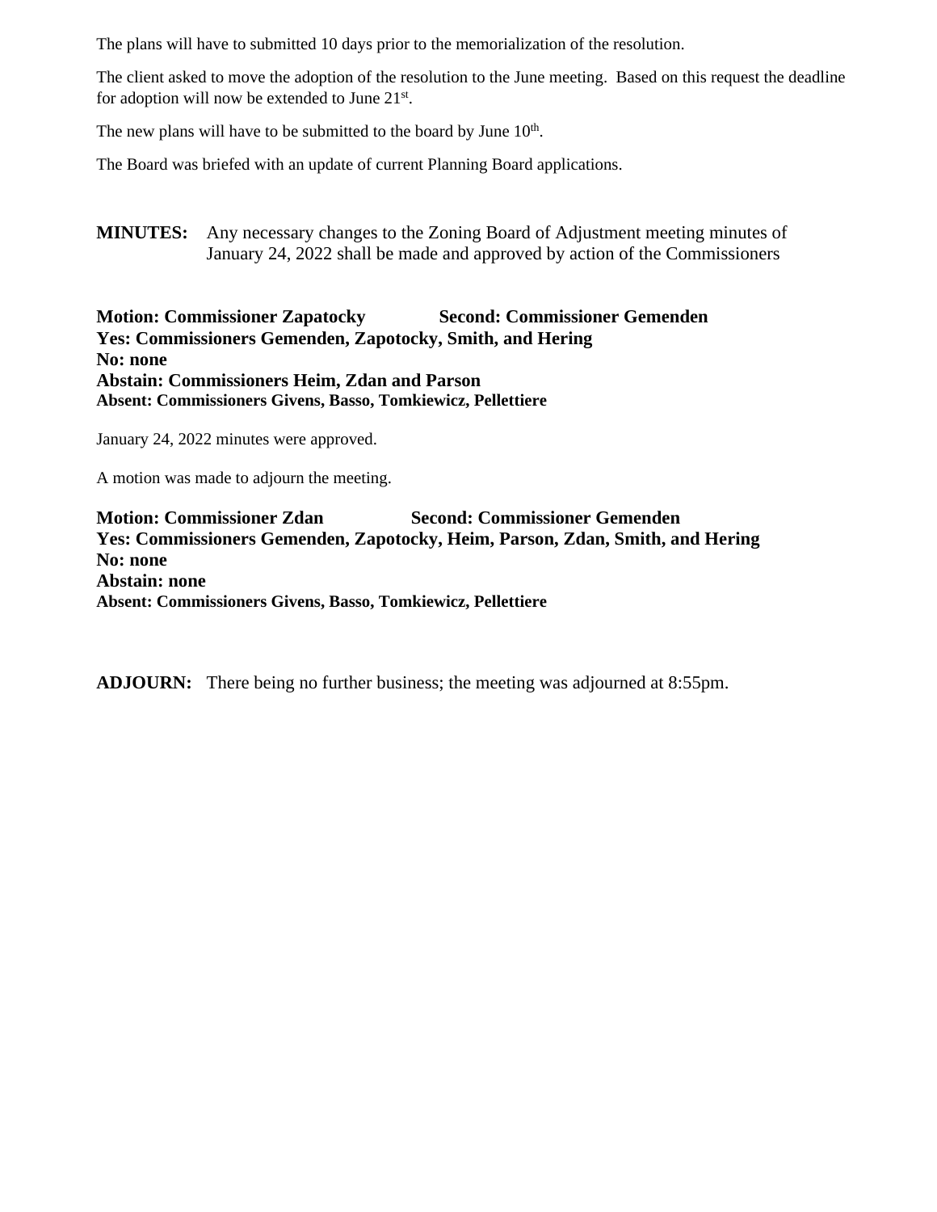The plans will have to submitted 10 days prior to the memorialization of the resolution.

The client asked to move the adoption of the resolution to the June meeting. Based on this request the deadline for adoption will now be extended to June 21st.

The new plans will have to be submitted to the board by June 10th.

The Board was briefed with an update of current Planning Board applications.

**MINUTES:** Any necessary changes to the Zoning Board of Adjustment meeting minutes of January 24, 2022 shall be made and approved by action of the Commissioners

**Motion: Commissioner Zapatocky Second: Commissioner Gemenden**
**Yes: Commissioners Gemenden, Zapotocky, Smith, and Hering**
**No: none**
**Abstain: Commissioners Heim, Zdan and Parson**
**Absent: Commissioners Givens, Basso, Tomkiewicz, Pellettiere**

January 24, 2022 minutes were approved.

A motion was made to adjourn the meeting.

**Motion: Commissioner Zdan Second: Commissioner Gemenden**
**Yes: Commissioners Gemenden, Zapotocky, Heim, Parson, Zdan, Smith, and Hering**
**No: none**
**Abstain: none**
**Absent: Commissioners Givens, Basso, Tomkiewicz, Pellettiere**

**ADJOURN:** There being no further business; the meeting was adjourned at 8:55pm.